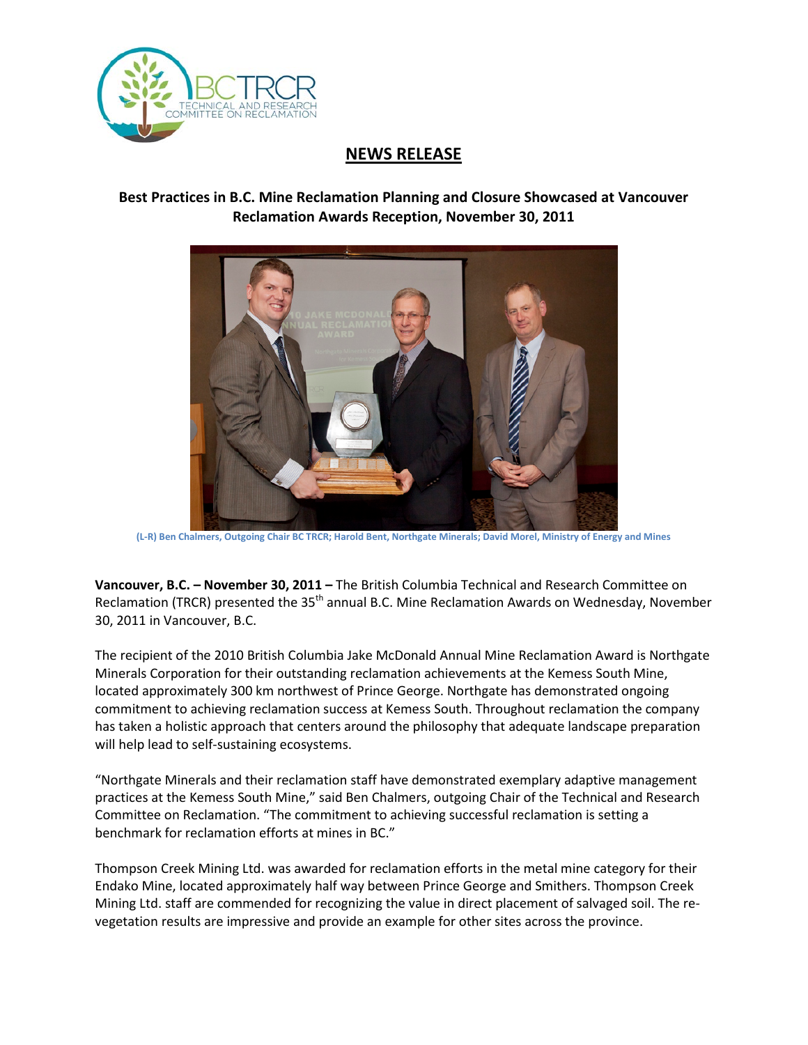## NEWS RELEASE

### Best Practices in B.C. Mine Reclamation Planning and Closure Showcased at Vancouver Reclamation Awards Reception, November 30, 2011

(L-R) Ben Chalmers, Outgoing Chair BC TRCR; Harold Bent, Northgate Minerals; David Morel, Ministry of Energy and Mines

**Vancouver, B.C. – November 30, 2011 –** The British Columbia Technical and Research Committee on Reclamation (TRCR) presented the 35th annual B.C. Mine Reclamation Awards on Wednesday, November 30, 2011 in Vancouver, B.C.

The recipient of the 2010 British Columbia Jake McDonald Annual Mine Reclamation Award is Northgate Minerals Corporation for their outstanding reclamation achievements at the Kemess South Mine, located approximately 300 km northwest of Prince George. Northgate has demonstrated ongoing commitment to achieving reclamation success at Kemess South. Throughout reclamation the company has taken a holistic approach that centers around the philosophy that adequate landscape preparation will help lead to self-sustaining ecosystems.

"Northgate Minerals and their reclamation staff have demonstrated exemplary adaptive management practices at the Kemess South Mine," said Ben Chalmers, outgoing Chair of the Technical and Research Committee on Reclamation. "The commitment to achieving successful reclamation is setting a benchmark for reclamation efforts at mines in BC."

Thompson Creek Mining Ltd. was awarded for reclamation efforts in the metal mine category for their Endako Mine, located approximately half way between Prince George and Smithers. Thompson Creek Mining Ltd. staff are commended for recognizing the value in direct placement of salvaged soil. The re-vegetation results are impressive and provide an example for other sites across the province.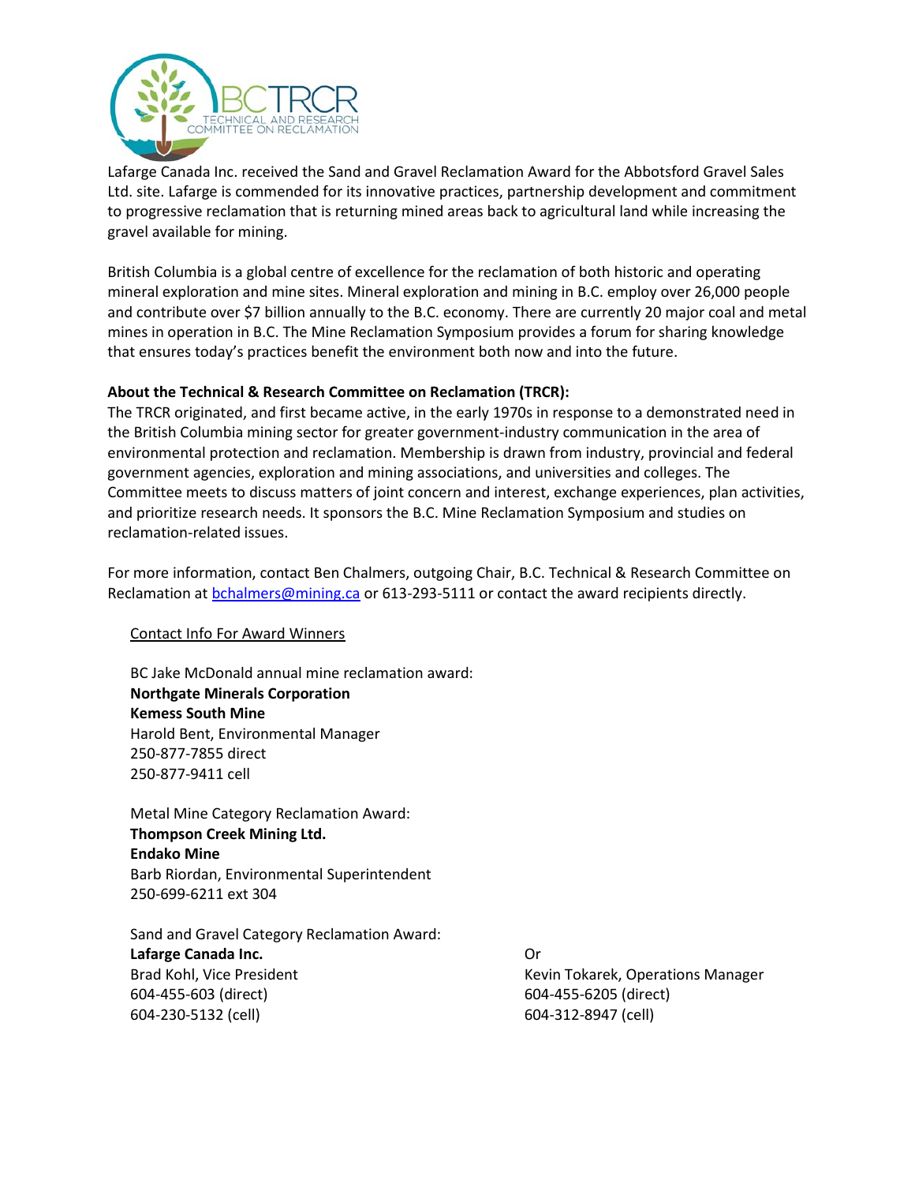Lafarge Canada Inc. received the Sand and Gravel Reclamation Award for the Abbotsford Gravel Sales Ltd. site. Lafarge is commended for its innovative practices, partnership development and commitment to progressive reclamation that is returning mined areas back to agricultural land while increasing the gravel available for mining.

British Columbia is a global centre of excellence for the reclamation of both historic and operating mineral exploration and mine sites. Mineral exploration and mining in B.C. employ over 26,000 people and contribute over $7 billion annually to the B.C. economy. There are currently 20 major coal and metal mines in operation in B.C. The Mine Reclamation Symposium provides a forum for sharing knowledge that ensures today's practices benefit the environment both now and into the future.

**About the Technical & Research Committee on Reclamation (TRCR):**

The TRCR originated, and first became active, in the early 1970s in response to a demonstrated need in the British Columbia mining sector for greater government-industry communication in the area of environmental protection and reclamation. Membership is drawn from industry, provincial and federal government agencies, exploration and mining associations, and universities and colleges. The Committee meets to discuss matters of joint concern and interest, exchange experiences, plan activities, and prioritize research needs. It sponsors the B.C. Mine Reclamation Symposium and studies on reclamation-related issues.

For more information, contact Ben Chalmers, outgoing Chair, B.C. Technical & Research Committee on Reclamation at bchalmers@mining.ca or 613-293-5111 or contact the award recipients directly.

Contact Info For Award Winners

BC Jake McDonald annual mine reclamation award:
**Northgate Minerals Corporation**
**Kemess South Mine**
Harold Bent, Environmental Manager
250-877-7855 direct
250-877-9411 cell

Metal Mine Category Reclamation Award:
**Thompson Creek Mining Ltd.**
**Endako Mine**
Barb Riordan, Environmental Superintendent
250-699-6211 ext 304

Sand and Gravel Category Reclamation Award:
**Lafarge Canada Inc.**
Brad Kohl, Vice President
604-455-603 (direct)
604-230-5132 (cell)

Or
Kevin Tokarek, Operations Manager
604-455-6205 (direct)
604-312-8947 (cell)